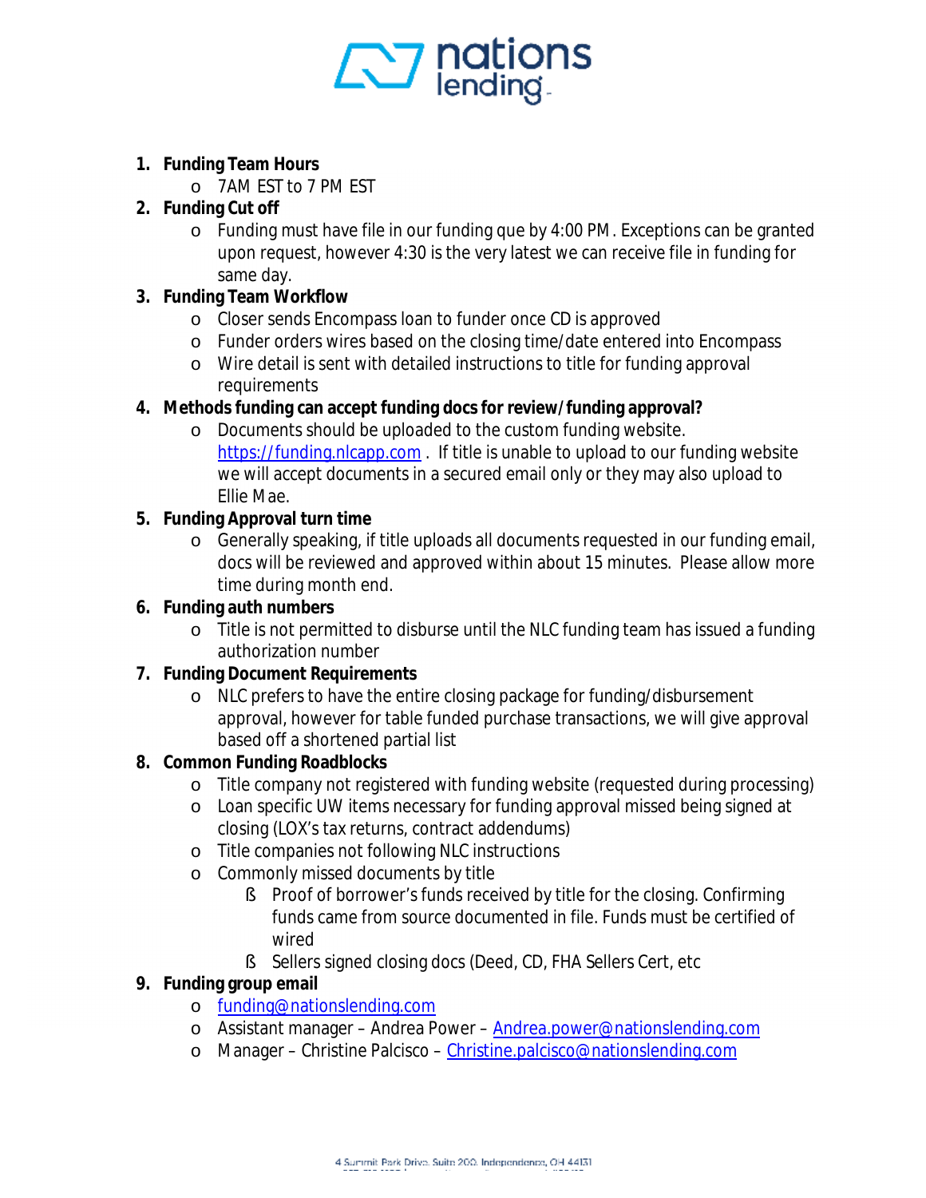1. **Funding Team Hours**
   - 7AM EST to 7 PM EST
2. **Funding Cut off**
   - Funding must have file in our funding que by 4:00 PM. Exceptions can be granted upon request, however 4:30 is the very latest we can receive file in funding for same day.
3. **Funding Team Workflow**
   - Closer sends Encompass loan to funder once CD is approved
   - Funder orders wires based on the closing time/date entered into Encompass
   - Wire detail is sent with detailed instructions to title for funding approval requirements
4. **Methods funding can accept funding docs for review/funding approval?**
   - Documents should be uploaded to the custom funding website. https://funding.nlcapp.com . If title is unable to upload to our funding website we will accept documents in a secured email only or they may also upload to Ellie Mae.
5. **Funding Approval turn time**
   - Generally speaking, if title uploads all documents requested in our funding email, docs will be reviewed and approved within about 15 minutes. Please allow more time during month end.
6. **Funding auth numbers**
   - Title is not permitted to disburse until the NLC funding team has issued a funding authorization number
7. **Funding Document Requirements**
   - NLC prefers to have the entire closing package for funding/disbursement approval, however for table funded purchase transactions, we will give approval based off a shortened partial list
8. **Common Funding Roadblocks**
   - Title company not registered with funding website (requested during processing)
   - Loan specific UW items necessary for funding approval missed being signed at closing (LOX's tax returns, contract addendums)
   - Title companies not following NLC instructions
   - Commonly missed documents by title
     - Proof of borrower's funds received by title for the closing. Confirming funds came from source documented in file. Funds must be certified of wired
     - Sellers signed closing docs (Deed, CD, FHA Sellers Cert, etc
9. **Funding group email**
   - funding@nationslending.com
   - Assistant manager – Andrea Power – Andrea.power@nationslending.com
   - Manager – Christine Palcisco – Christine.palcisco@nationslending.com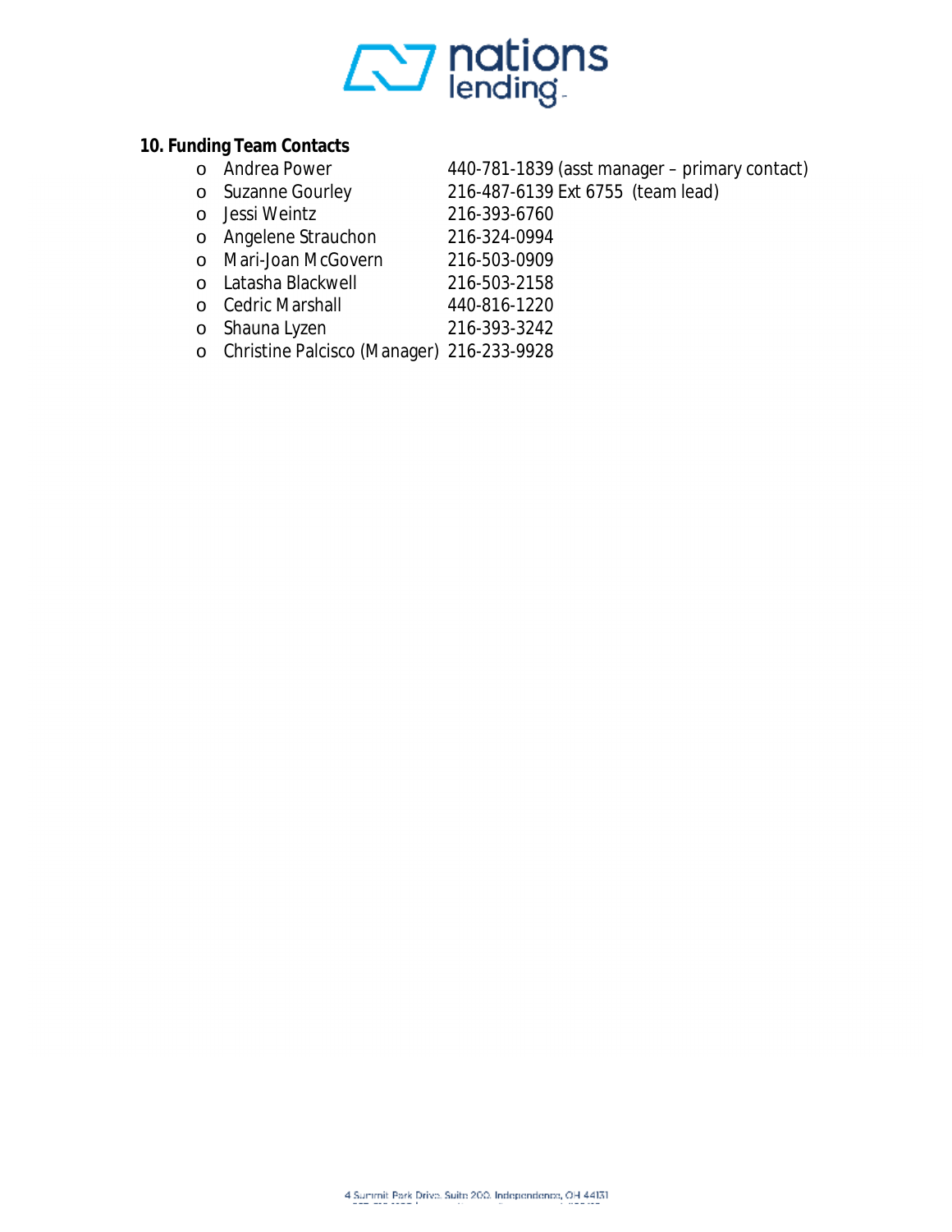## 10. Funding Team Contacts

- Andrea Power 440-781-1839 (asst manager – primary contact)
- Suzanne Gourley 216-487-6139 Ext 6755 (team lead)
- Jessi Weintz 216-393-6760
- Angelene Strauchon 216-324-0994
- Mari-Joan McGovern 216-503-0909
- Latasha Blackwell 216-503-2158
- Cedric Marshall 440-816-1220
- Shauna Lyzen 216-393-3242
- Christine Palcisco (Manager) 216-233-9928